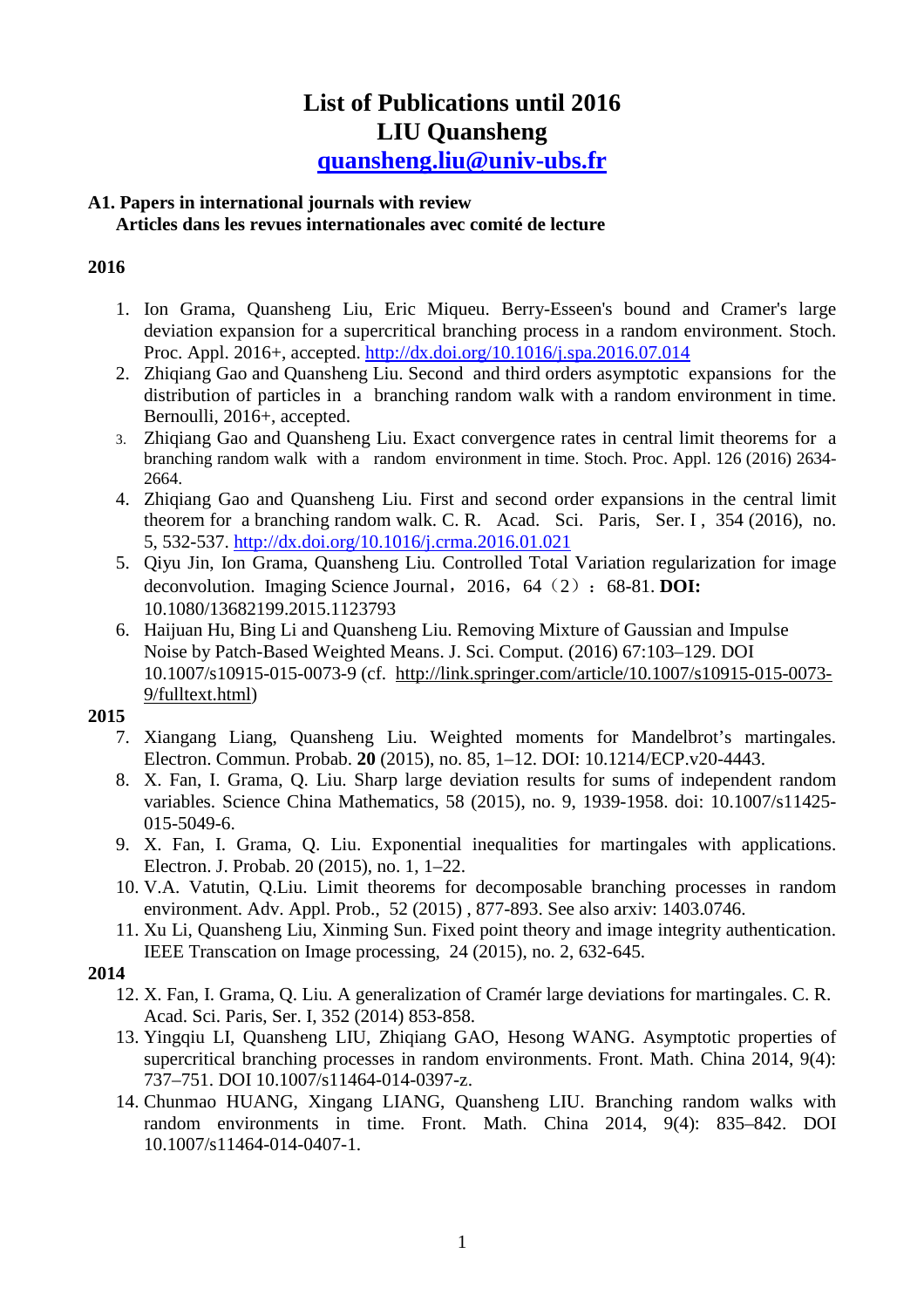# List of Publications until 2016
# LIU Quansheng
# [quansheng.liu@univ-ubs.fr](mailto:quansheng.liu@univ-ubs.fr)

## A1. Papers in international journals with review
## Articles dans les revues internationales avec comité de lecture

### 2016

1. Ion Grama, Quansheng Liu, Eric Miqueu. Berry-Esseen's bound and Cramer's large deviation expansion for a supercritical branching process in a random environment. Stoch. Proc. Appl. 2016+, accepted. http://dx.doi.org/10.1016/j.spa.2016.07.014
2. Zhiqiang Gao and Quansheng Liu. Second and third orders asymptotic expansions for the distribution of particles in a branching random walk with a random environment in time. Bernoulli, 2016+, accepted.
3. Zhiqiang Gao and Quansheng Liu. Exact convergence rates in central limit theorems for a branching random walk with a random environment in time. Stoch. Proc. Appl. 126 (2016) 2634-2664.
4. Zhiqiang Gao and Quansheng Liu. First and second order expansions in the central limit theorem for a branching random walk. C. R. Acad. Sci. Paris, Ser. I , 354 (2016), no. 5, 532-537. http://dx.doi.org/10.1016/j.crma.2016.01.021
5. Qiyu Jin, Ion Grama, Quansheng Liu. Controlled Total Variation regularization for image deconvolution. Imaging Science Journal，2016，64（2）：68-81. **DOI:** 10.1080/13682199.2015.1123793
6. Haijuan Hu, Bing Li and Quansheng Liu. Removing Mixture of Gaussian and Impulse Noise by Patch-Based Weighted Means. J. Sci. Comput. (2016) 67:103–129. DOI 10.1007/s10915-015-0073-9 (cf. http://link.springer.com/article/10.1007/s10915-015-0073-9/fulltext.html)

### 2015

7. Xiangang Liang, Quansheng Liu. Weighted moments for Mandelbrot's martingales. Electron. Commun. Probab. **20** (2015), no. 85, 1–12. DOI: 10.1214/ECP.v20-4443.
8. X. Fan, I. Grama, Q. Liu. Sharp large deviation results for sums of independent random variables. Science China Mathematics, 58 (2015), no. 9, 1939-1958. doi: 10.1007/s11425-015-5049-6.
9. X. Fan, I. Grama, Q. Liu. Exponential inequalities for martingales with applications. Electron. J. Probab. 20 (2015), no. 1, 1–22.
10. V.A. Vatutin, Q.Liu. Limit theorems for decomposable branching processes in random environment. Adv. Appl. Prob., 52 (2015) , 877-893. See also arxiv: 1403.0746.
11. Xu Li, Quansheng Liu, Xinming Sun. Fixed point theory and image integrity authentication. IEEE Transcation on Image processing, 24 (2015), no. 2, 632-645.

### 2014

12. X. Fan, I. Grama, Q. Liu. A generalization of Cramér large deviations for martingales. C. R. Acad. Sci. Paris, Ser. I, 352 (2014) 853-858.
13. Yingqiu LI, Quansheng LIU, Zhiqiang GAO, Hesong WANG. Asymptotic properties of supercritical branching processes in random environments. Front. Math. China 2014, 9(4): 737–751. DOI 10.1007/s11464-014-0397-z.
14. Chunmao HUANG, Xingang LIANG, Quansheng LIU. Branching random walks with random environments in time. Front. Math. China 2014, 9(4): 835–842. DOI 10.1007/s11464-014-0407-1.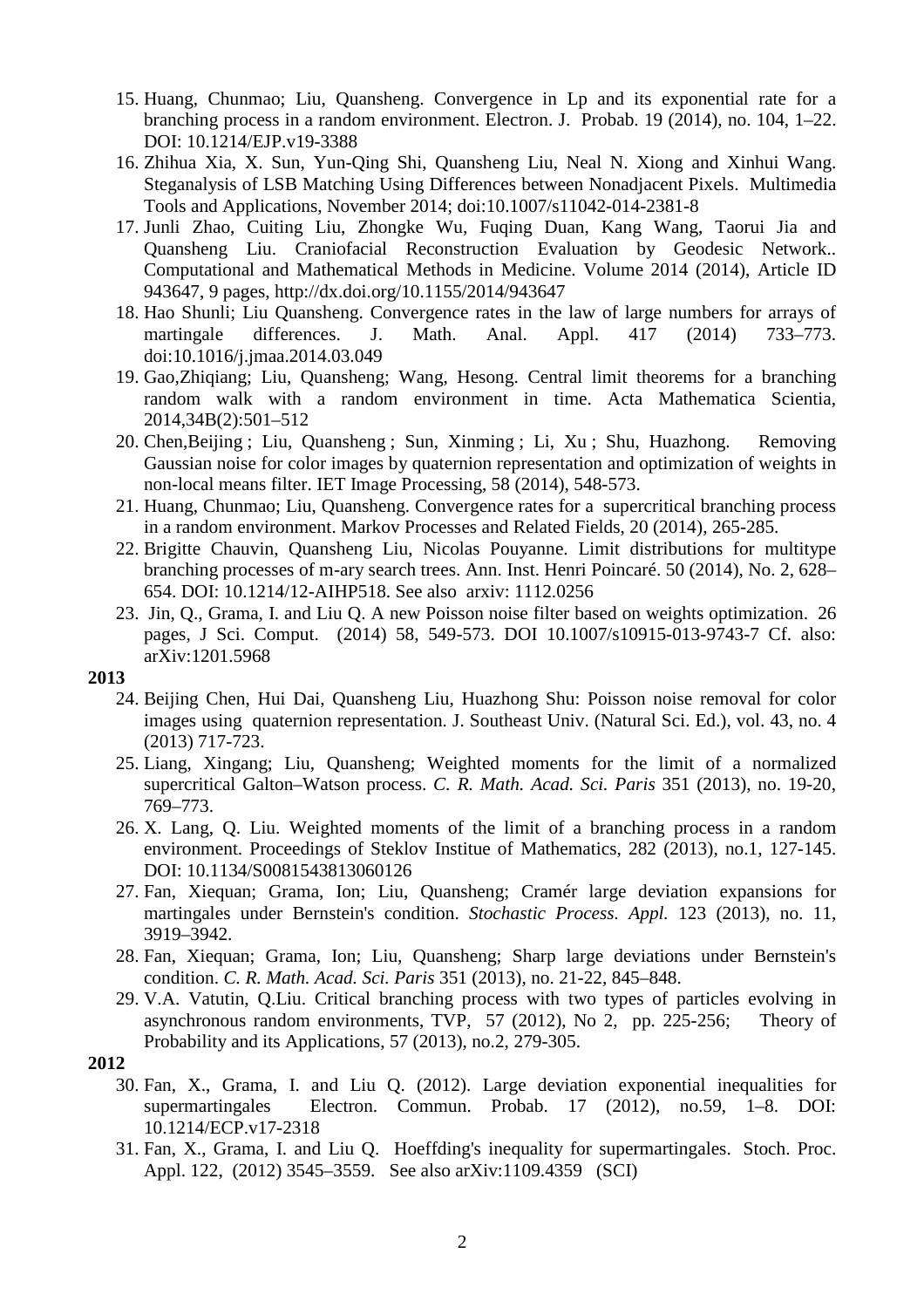15. Huang, Chunmao; Liu, Quansheng. Convergence in Lp and its exponential rate for a branching process in a random environment. Electron. J. Probab. 19 (2014), no. 104, 1–22. DOI: 10.1214/EJP.v19-3388
16. Zhihua Xia, X. Sun, Yun-Qing Shi, Quansheng Liu, Neal N. Xiong and Xinhui Wang. Steganalysis of LSB Matching Using Differences between Nonadjacent Pixels. Multimedia Tools and Applications, November 2014; doi:10.1007/s11042-014-2381-8
17. Junli Zhao, Cuiting Liu, Zhongke Wu, Fuqing Duan, Kang Wang, Taorui Jia and Quansheng Liu. Craniofacial Reconstruction Evaluation by Geodesic Network.. Computational and Mathematical Methods in Medicine. Volume 2014 (2014), Article ID 943647, 9 pages, http://dx.doi.org/10.1155/2014/943647
18. Hao Shunli; Liu Quansheng. Convergence rates in the law of large numbers for arrays of martingale differences. J. Math. Anal. Appl. 417 (2014) 733–773. doi:10.1016/j.jmaa.2014.03.049
19. Gao,Zhiqiang; Liu, Quansheng; Wang, Hesong. Central limit theorems for a branching random walk with a random environment in time. Acta Mathematica Scientia, 2014,34B(2):501–512
20. Chen,Beijing ; Liu, Quansheng ; Sun, Xinming ; Li, Xu ; Shu, Huazhong. Removing Gaussian noise for color images by quaternion representation and optimization of weights in non-local means filter. IET Image Processing, 58 (2014), 548-573.
21. Huang, Chunmao; Liu, Quansheng. Convergence rates for a supercritical branching process in a random environment. Markov Processes and Related Fields, 20 (2014), 265-285.
22. Brigitte Chauvin, Quansheng Liu, Nicolas Pouyanne. Limit distributions for multitype branching processes of m-ary search trees. Ann. Inst. Henri Poincaré. 50 (2014), No. 2, 628–654. DOI: 10.1214/12-AIHP518. See also arxiv: 1112.0256
23. Jin, Q., Grama, I. and Liu Q. A new Poisson noise filter based on weights optimization. 26 pages, J Sci. Comput. (2014) 58, 549-573. DOI 10.1007/s10915-013-9743-7 Cf. also: arXiv:1201.5968

**2013**

24. Beijing Chen, Hui Dai, Quansheng Liu, Huazhong Shu: Poisson noise removal for color images using quaternion representation. J. Southeast Univ. (Natural Sci. Ed.), vol. 43, no. 4 (2013) 717-723.
25. Liang, Xingang; Liu, Quansheng; Weighted moments for the limit of a normalized supercritical Galton–Watson process. *C. R. Math. Acad. Sci. Paris* 351 (2013), no. 19-20, 769–773.
26. X. Lang, Q. Liu. Weighted moments of the limit of a branching process in a random environment. Proceedings of Steklov Institue of Mathematics, 282 (2013), no.1, 127-145. DOI: 10.1134/S0081543813060126
27. Fan, Xiequan; Grama, Ion; Liu, Quansheng; Cramér large deviation expansions for martingales under Bernstein's condition. *Stochastic Process. Appl.* 123 (2013), no. 11, 3919–3942.
28. Fan, Xiequan; Grama, Ion; Liu, Quansheng; Sharp large deviations under Bernstein's condition. *C. R. Math. Acad. Sci. Paris* 351 (2013), no. 21-22, 845–848.
29. V.A. Vatutin, Q.Liu. Critical branching process with two types of particles evolving in asynchronous random environments, TVP, 57 (2012), No 2, pp. 225-256; Theory of Probability and its Applications, 57 (2013), no.2, 279-305.

**2012**

30. Fan, X., Grama, I. and Liu Q. (2012). Large deviation exponential inequalities for supermartingales Electron. Commun. Probab. 17 (2012), no.59, 1–8. DOI: 10.1214/ECP.v17-2318
31. Fan, X., Grama, I. and Liu Q. Hoeffding's inequality for supermartingales. Stoch. Proc. Appl. 122, (2012) 3545–3559. See also arXiv:1109.4359 (SCI)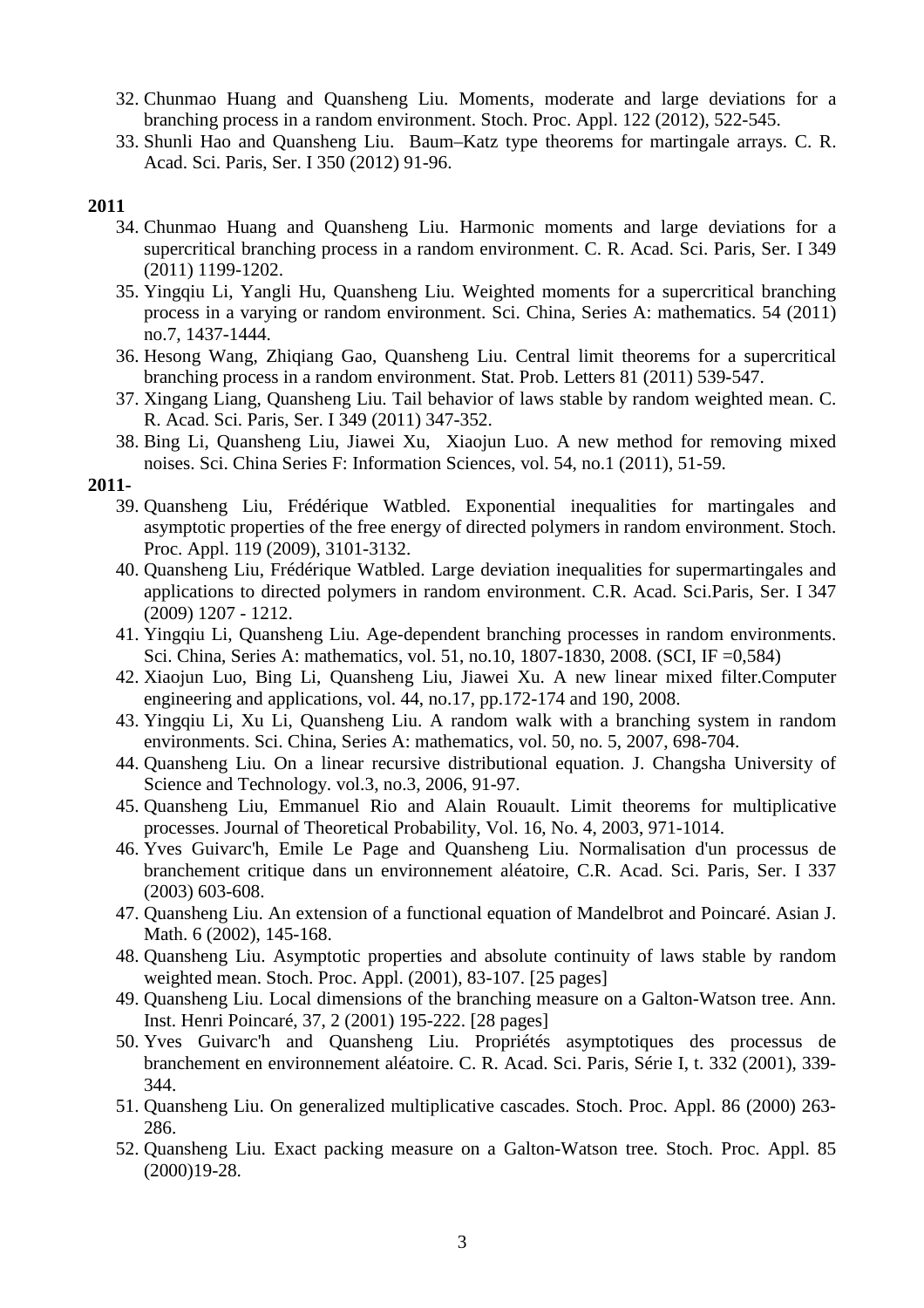32. Chunmao Huang and Quansheng Liu. Moments, moderate and large deviations for a branching process in a random environment. Stoch. Proc. Appl. 122 (2012), 522-545.
33. Shunli Hao and Quansheng Liu. Baum–Katz type theorems for martingale arrays. C. R. Acad. Sci. Paris, Ser. I 350 (2012) 91-96.

**2011**

34. Chunmao Huang and Quansheng Liu. Harmonic moments and large deviations for a supercritical branching process in a random environment. C. R. Acad. Sci. Paris, Ser. I 349 (2011) 1199-1202.
35. Yingqiu Li, Yangli Hu, Quansheng Liu. Weighted moments for a supercritical branching process in a varying or random environment. Sci. China, Series A: mathematics. 54 (2011) no.7, 1437-1444.
36. Hesong Wang, Zhiqiang Gao, Quansheng Liu. Central limit theorems for a supercritical branching process in a random environment. Stat. Prob. Letters 81 (2011) 539-547.
37. Xingang Liang, Quansheng Liu. Tail behavior of laws stable by random weighted mean. C. R. Acad. Sci. Paris, Ser. I 349 (2011) 347-352.
38. Bing Li, Quansheng Liu, Jiawei Xu, Xiaojun Luo. A new method for removing mixed noises. Sci. China Series F: Information Sciences, vol. 54, no.1 (2011), 51-59.

**2011-**

39. Quansheng Liu, Frédérique Watbled. Exponential inequalities for martingales and asymptotic properties of the free energy of directed polymers in random environment. Stoch. Proc. Appl. 119 (2009), 3101-3132.
40. Quansheng Liu, Frédérique Watbled. Large deviation inequalities for supermartingales and applications to directed polymers in random environment. C.R. Acad. Sci.Paris, Ser. I 347 (2009) 1207 - 1212.
41. Yingqiu Li, Quansheng Liu. Age-dependent branching processes in random environments. Sci. China, Series A: mathematics, vol. 51, no.10, 1807-1830, 2008. (SCI, IF =0,584)
42. Xiaojun Luo, Bing Li, Quansheng Liu, Jiawei Xu. A new linear mixed filter.Computer engineering and applications, vol. 44, no.17, pp.172-174 and 190, 2008.
43. Yingqiu Li, Xu Li, Quansheng Liu. A random walk with a branching system in random environments. Sci. China, Series A: mathematics, vol. 50, no. 5, 2007, 698-704.
44. Quansheng Liu. On a linear recursive distributional equation. J. Changsha University of Science and Technology. vol.3, no.3, 2006, 91-97.
45. Quansheng Liu, Emmanuel Rio and Alain Rouault. Limit theorems for multiplicative processes. Journal of Theoretical Probability, Vol. 16, No. 4, 2003, 971-1014.
46. Yves Guivarc'h, Emile Le Page and Quansheng Liu. Normalisation d'un processus de branchement critique dans un environnement aléatoire, C.R. Acad. Sci. Paris, Ser. I 337 (2003) 603-608.
47. Quansheng Liu. An extension of a functional equation of Mandelbrot and Poincaré. Asian J. Math. 6 (2002), 145-168.
48. Quansheng Liu. Asymptotic properties and absolute continuity of laws stable by random weighted mean. Stoch. Proc. Appl. (2001), 83-107. [25 pages]
49. Quansheng Liu. Local dimensions of the branching measure on a Galton-Watson tree. Ann. Inst. Henri Poincaré, 37, 2 (2001) 195-222. [28 pages]
50. Yves Guivarc'h and Quansheng Liu. Propriétés asymptotiques des processus de branchement en environnement aléatoire. C. R. Acad. Sci. Paris, Série I, t. 332 (2001), 339-344.
51. Quansheng Liu. On generalized multiplicative cascades. Stoch. Proc. Appl. 86 (2000) 263-286.
52. Quansheng Liu. Exact packing measure on a Galton-Watson tree. Stoch. Proc. Appl. 85 (2000)19-28.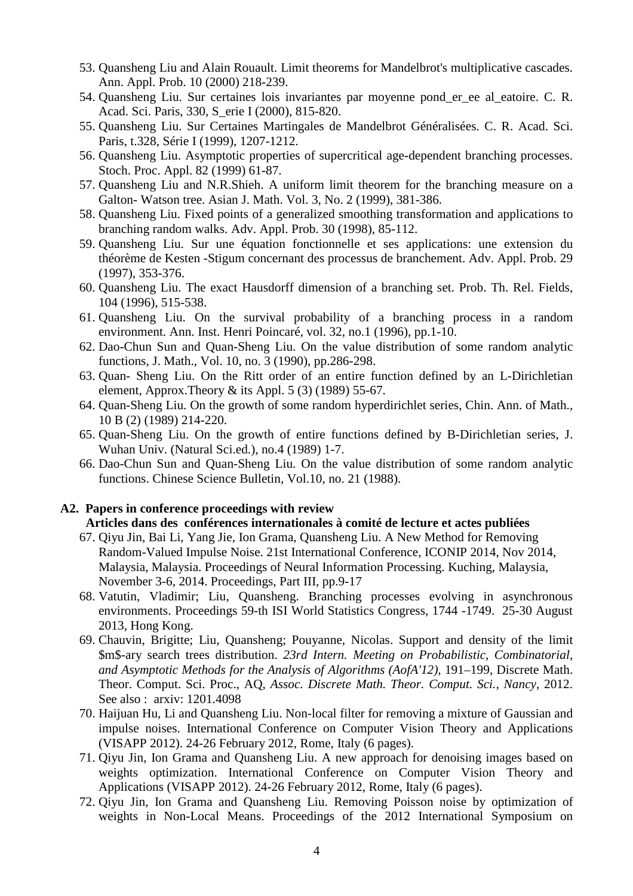53. Quansheng Liu and Alain Rouault. Limit theorems for Mandelbrot's multiplicative cascades. Ann. Appl. Prob. 10 (2000) 218-239.
54. Quansheng Liu. Sur certaines lois invariantes par moyenne pond_er_ee al_eatoire. C. R. Acad. Sci. Paris, 330, S_erie I (2000), 815-820.
55. Quansheng Liu. Sur Certaines Martingales de Mandelbrot Généralisées. C. R. Acad. Sci. Paris, t.328, Série I (1999), 1207-1212.
56. Quansheng Liu. Asymptotic properties of supercritical age-dependent branching processes. Stoch. Proc. Appl. 82 (1999) 61-87.
57. Quansheng Liu and N.R.Shieh. A uniform limit theorem for the branching measure on a Galton- Watson tree. Asian J. Math. Vol. 3, No. 2 (1999), 381-386.
58. Quansheng Liu. Fixed points of a generalized smoothing transformation and applications to branching random walks. Adv. Appl. Prob. 30 (1998), 85-112.
59. Quansheng Liu. Sur une équation fonctionnelle et ses applications: une extension du théorème de Kesten -Stigum concernant des processus de branchement. Adv. Appl. Prob. 29 (1997), 353-376.
60. Quansheng Liu. The exact Hausdorff dimension of a branching set. Prob. Th. Rel. Fields, 104 (1996), 515-538.
61. Quansheng Liu. On the survival probability of a branching process in a random environment. Ann. Inst. Henri Poincaré, vol. 32, no.1 (1996), pp.1-10.
62. Dao-Chun Sun and Quan-Sheng Liu. On the value distribution of some random analytic functions, J. Math., Vol. 10, no. 3 (1990), pp.286-298.
63. Quan- Sheng Liu. On the Ritt order of an entire function defined by an L-Dirichletian element, Approx.Theory & its Appl. 5 (3) (1989) 55-67.
64. Quan-Sheng Liu. On the growth of some random hyperdirichlet series, Chin. Ann. of Math., 10 B (2) (1989) 214-220.
65. Quan-Sheng Liu. On the growth of entire functions defined by B-Dirichletian series, J. Wuhan Univ. (Natural Sci.ed.), no.4 (1989) 1-7.
66. Dao-Chun Sun and Quan-Sheng Liu. On the value distribution of some random analytic functions. Chinese Science Bulletin, Vol.10, no. 21 (1988).

**A2. Papers in conference proceedings with review**
**Articles dans des conférences internationales à comité de lecture et actes publiées**

67. Qiyu Jin, Bai Li, Yang Jie, Ion Grama, Quansheng Liu. A New Method for Removing Random-Valued Impulse Noise. 21st International Conference, ICONIP 2014, Nov 2014, Malaysia, Malaysia. Proceedings of Neural Information Processing. Kuching, Malaysia, November 3-6, 2014. Proceedings, Part III, pp.9-17
68. Vatutin, Vladimir; Liu, Quansheng. Branching processes evolving in asynchronous environments. Proceedings 59-th ISI World Statistics Congress, 1744 -1749. 25-30 August 2013, Hong Kong.
69. Chauvin, Brigitte; Liu, Quansheng; Pouyanne, Nicolas. Support and density of the limit \$m\$-ary search trees distribution. *23rd Intern. Meeting on Probabilistic, Combinatorial, and Asymptotic Methods for the Analysis of Algorithms (AofA'12)*, 191–199, Discrete Math. Theor. Comput. Sci. Proc., AQ, *Assoc. Discrete Math. Theor. Comput. Sci., Nancy*, 2012. See also : arxiv: 1201.4098
70. Haijuan Hu, Li and Quansheng Liu. Non-local filter for removing a mixture of Gaussian and impulse noises. International Conference on Computer Vision Theory and Applications (VISAPP 2012). 24-26 February 2012, Rome, Italy (6 pages).
71. Qiyu Jin, Ion Grama and Quansheng Liu. A new approach for denoising images based on weights optimization. International Conference on Computer Vision Theory and Applications (VISAPP 2012). 24-26 February 2012, Rome, Italy (6 pages).
72. Qiyu Jin, Ion Grama and Quansheng Liu. Removing Poisson noise by optimization of weights in Non-Local Means. Proceedings of the 2012 International Symposium on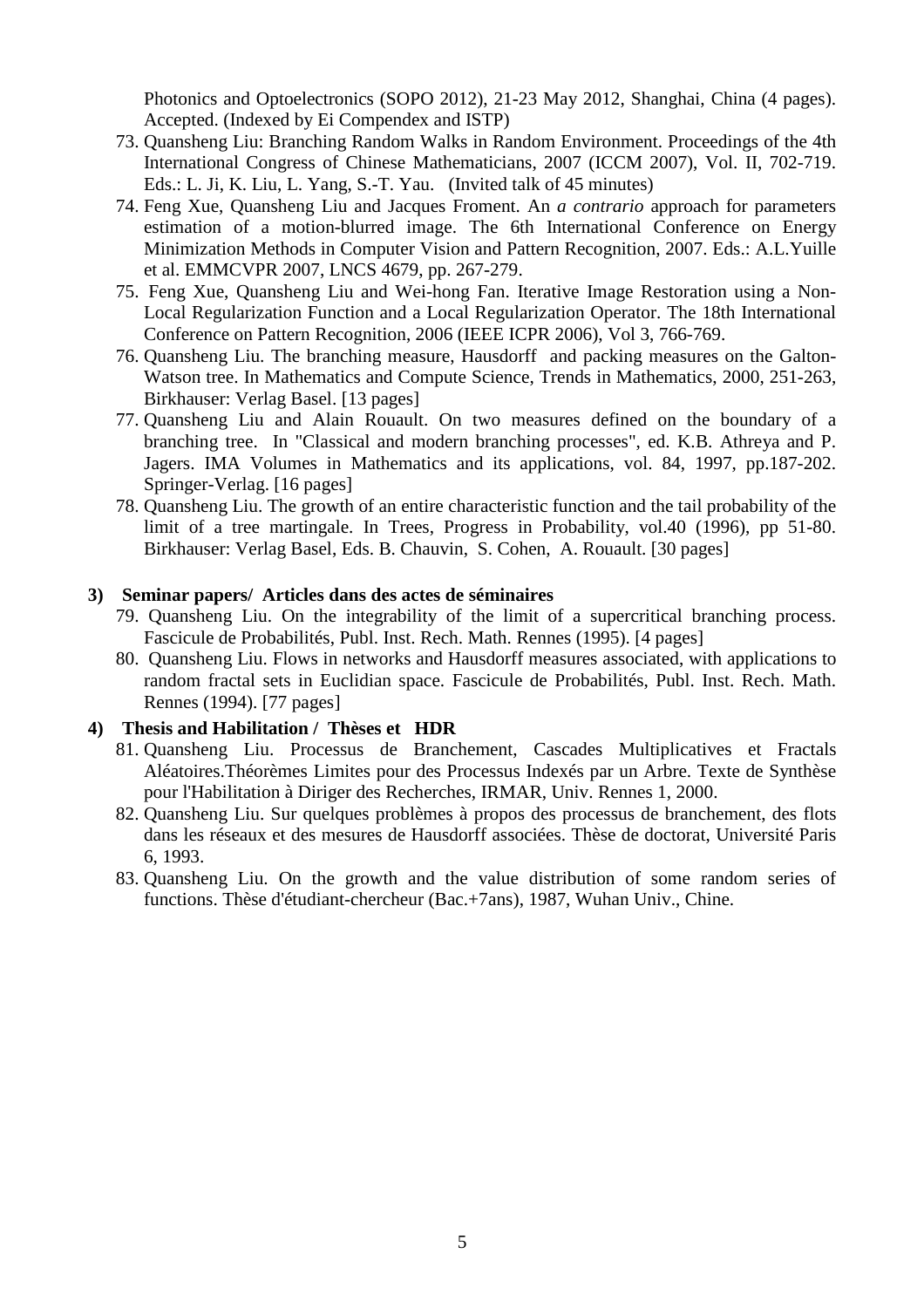Photonics and Optoelectronics (SOPO 2012), 21-23 May 2012, Shanghai, China (4 pages). Accepted. (Indexed by Ei Compendex and ISTP)

73. Quansheng Liu: Branching Random Walks in Random Environment. Proceedings of the 4th International Congress of Chinese Mathematicians, 2007 (ICCM 2007), Vol. II, 702-719. Eds.: L. Ji, K. Liu, L. Yang, S.-T. Yau. (Invited talk of 45 minutes)
74. Feng Xue, Quansheng Liu and Jacques Froment. An *a contrario* approach for parameters estimation of a motion-blurred image. The 6th International Conference on Energy Minimization Methods in Computer Vision and Pattern Recognition, 2007. Eds.: A.L.Yuille et al. EMMCVPR 2007, LNCS 4679, pp. 267-279.
75. Feng Xue, Quansheng Liu and Wei-hong Fan. Iterative Image Restoration using a Non-Local Regularization Function and a Local Regularization Operator. The 18th International Conference on Pattern Recognition, 2006 (IEEE ICPR 2006), Vol 3, 766-769.
76. Quansheng Liu. The branching measure, Hausdorff and packing measures on the Galton-Watson tree. In Mathematics and Compute Science, Trends in Mathematics, 2000, 251-263, Birkhauser: Verlag Basel. [13 pages]
77. Quansheng Liu and Alain Rouault. On two measures defined on the boundary of a branching tree. In "Classical and modern branching processes", ed. K.B. Athreya and P. Jagers. IMA Volumes in Mathematics and its applications, vol. 84, 1997, pp.187-202. Springer-Verlag. [16 pages]
78. Quansheng Liu. The growth of an entire characteristic function and the tail probability of the limit of a tree martingale. In Trees, Progress in Probability, vol.40 (1996), pp 51-80. Birkhauser: Verlag Basel, Eds. B. Chauvin, S. Cohen, A. Rouault. [30 pages]

**3) Seminar papers/ Articles dans des actes de séminaires**

79. Quansheng Liu. On the integrability of the limit of a supercritical branching process. Fascicule de Probabilités, Publ. Inst. Rech. Math. Rennes (1995). [4 pages]
80. Quansheng Liu. Flows in networks and Hausdorff measures associated, with applications to random fractal sets in Euclidian space. Fascicule de Probabilités, Publ. Inst. Rech. Math. Rennes (1994). [77 pages]

**4) Thesis and Habilitation / Thèses et HDR**

81. Quansheng Liu. Processus de Branchement, Cascades Multiplicatives et Fractals Aléatoires.Théorèmes Limites pour des Processus Indexés par un Arbre. Texte de Synthèse pour l'Habilitation à Diriger des Recherches, IRMAR, Univ. Rennes 1, 2000.
82. Quansheng Liu. Sur quelques problèmes à propos des processus de branchement, des flots dans les réseaux et des mesures de Hausdorff associées. Thèse de doctorat, Université Paris 6, 1993.
83. Quansheng Liu. On the growth and the value distribution of some random series of functions. Thèse d'étudiant-chercheur (Bac.+7ans), 1987, Wuhan Univ., Chine.